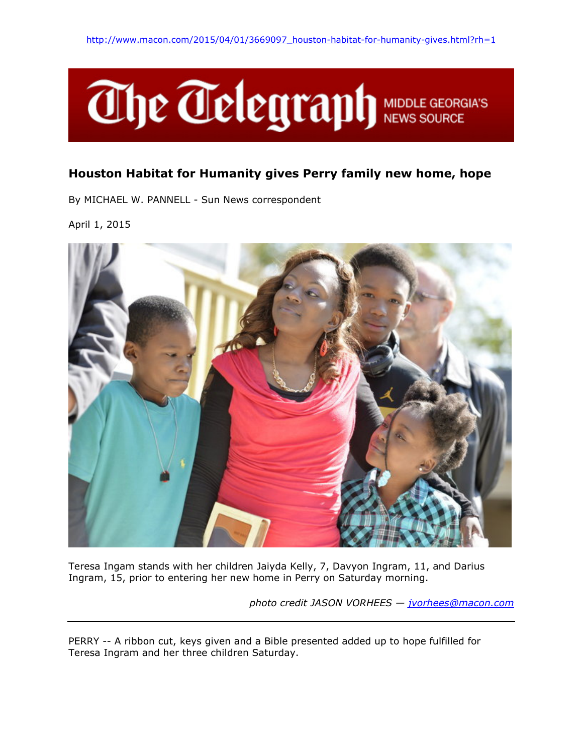http://www.macon.com/2015/04/01/3669097_houston-habitat-for-humanity-gives.html?rh=1

The Telegraph MIDDLE GEORGIA'S NEWS SOURCE

## Houston Habitat for Humanity gives Perry family new home, hope

By MICHAEL W. PANNELL - Sun News correspondent

April 1, 2015

Teresa Ingam stands with her children Jaiyda Kelly, 7, Davyon Ingram, 11, and Darius Ingram, 15, prior to entering her new home in Perry on Saturday morning.

*photo credit JASON VORHEES — jvorhees@macon.com*

---

PERRY -- A ribbon cut, keys given and a Bible presented added up to hope fulfilled for Teresa Ingram and her three children Saturday.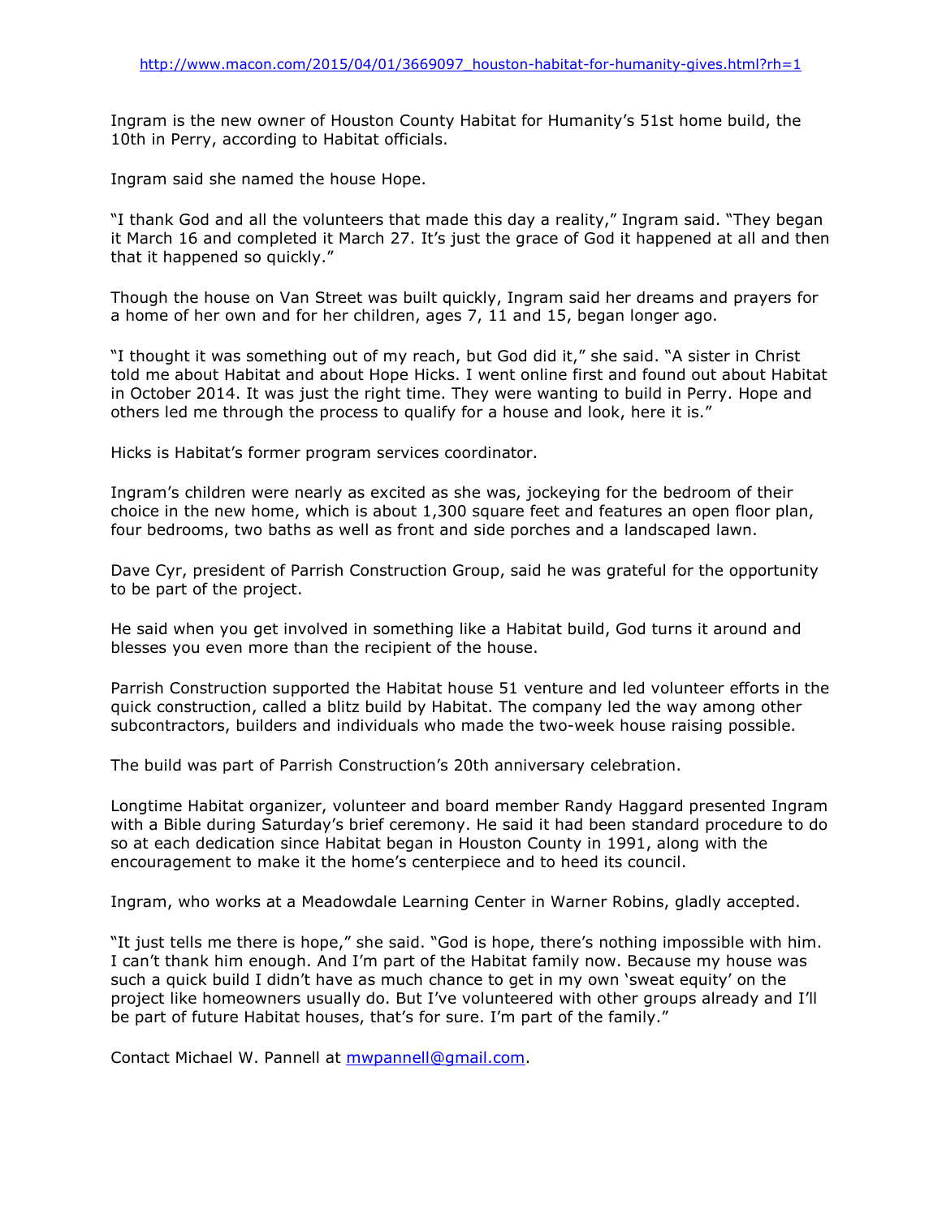http://www.macon.com/2015/04/01/3669097_houston-habitat-for-humanity-gives.html?rh=1

Ingram is the new owner of Houston County Habitat for Humanity's 51st home build, the 10th in Perry, according to Habitat officials.

Ingram said she named the house Hope.

"I thank God and all the volunteers that made this day a reality," Ingram said. "They began it March 16 and completed it March 27. It's just the grace of God it happened at all and then that it happened so quickly."

Though the house on Van Street was built quickly, Ingram said her dreams and prayers for a home of her own and for her children, ages 7, 11 and 15, began longer ago.

"I thought it was something out of my reach, but God did it," she said. "A sister in Christ told me about Habitat and about Hope Hicks. I went online first and found out about Habitat in October 2014. It was just the right time. They were wanting to build in Perry. Hope and others led me through the process to qualify for a house and look, here it is."

Hicks is Habitat's former program services coordinator.

Ingram's children were nearly as excited as she was, jockeying for the bedroom of their choice in the new home, which is about 1,300 square feet and features an open floor plan, four bedrooms, two baths as well as front and side porches and a landscaped lawn.

Dave Cyr, president of Parrish Construction Group, said he was grateful for the opportunity to be part of the project.

He said when you get involved in something like a Habitat build, God turns it around and blesses you even more than the recipient of the house.

Parrish Construction supported the Habitat house 51 venture and led volunteer efforts in the quick construction, called a blitz build by Habitat. The company led the way among other subcontractors, builders and individuals who made the two-week house raising possible.

The build was part of Parrish Construction's 20th anniversary celebration.

Longtime Habitat organizer, volunteer and board member Randy Haggard presented Ingram with a Bible during Saturday's brief ceremony. He said it had been standard procedure to do so at each dedication since Habitat began in Houston County in 1991, along with the encouragement to make it the home's centerpiece and to heed its council.

Ingram, who works at a Meadowdale Learning Center in Warner Robins, gladly accepted.

"It just tells me there is hope," she said. "God is hope, there's nothing impossible with him. I can't thank him enough. And I'm part of the Habitat family now. Because my house was such a quick build I didn't have as much chance to get in my own 'sweat equity' on the project like homeowners usually do. But I've volunteered with other groups already and I'll be part of future Habitat houses, that's for sure. I'm part of the family."

Contact Michael W. Pannell at mwpannell@gmail.com.